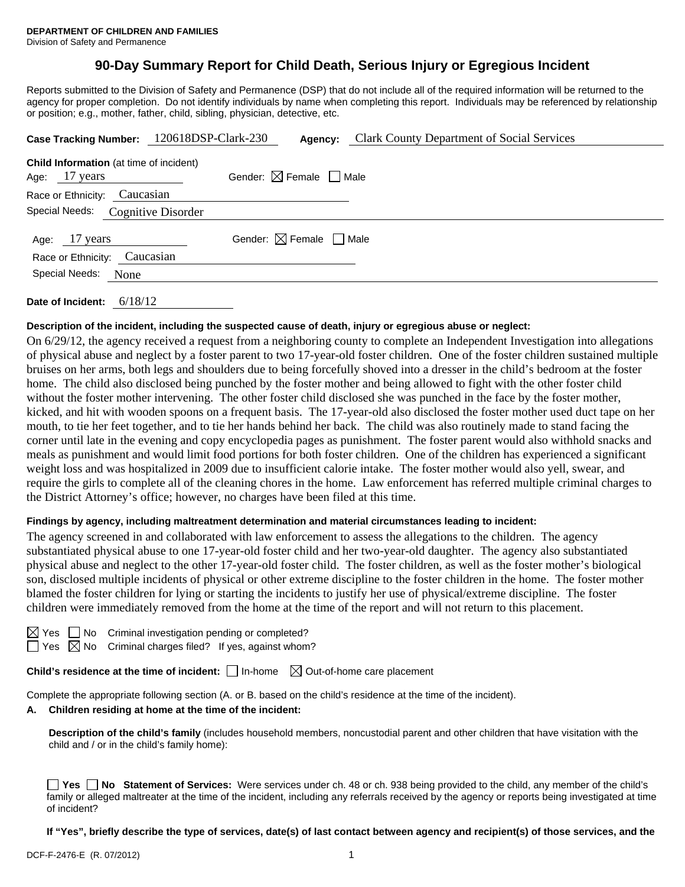**DEPARTMENT OF CHILDREN AND FAMILIES**
Division of Safety and Permanence

# 90-Day Summary Report for Child Death, Serious Injury or Egregious Incident

Reports submitted to the Division of Safety and Permanence (DSP) that do not include all of the required information will be returned to the agency for proper completion. Do not identify individuals by name when completing this report. Individuals may be referenced by relationship or position; e.g., mother, father, child, sibling, physician, detective, etc.

**Case Tracking Number:** 120618DSP-Clark-230 **Agency:** Clark County Department of Social Services

**Child Information** (at time of incident)
Age: 17 years Gender: ☒ Female ☐ Male
Race or Ethnicity: Caucasian
Special Needs: Cognitive Disorder

Age: 17 years Gender: ☒ Female ☐ Male
Race or Ethnicity: Caucasian
Special Needs: None

**Date of Incident:** 6/18/12

**Description of the incident, including the suspected cause of death, injury or egregious abuse or neglect:**

On 6/29/12, the agency received a request from a neighboring county to complete an Independent Investigation into allegations of physical abuse and neglect by a foster parent to two 17-year-old foster children. One of the foster children sustained multiple bruises on her arms, both legs and shoulders due to being forcefully shoved into a dresser in the child's bedroom at the foster home. The child also disclosed being punched by the foster mother and being allowed to fight with the other foster child without the foster mother intervening. The other foster child disclosed she was punched in the face by the foster mother, kicked, and hit with wooden spoons on a frequent basis. The 17-year-old also disclosed the foster mother used duct tape on her mouth, to tie her feet together, and to tie her hands behind her back. The child was also routinely made to stand facing the corner until late in the evening and copy encyclopedia pages as punishment. The foster parent would also withhold snacks and meals as punishment and would limit food portions for both foster children. One of the children has experienced a significant weight loss and was hospitalized in 2009 due to insufficient calorie intake. The foster mother would also yell, swear, and require the girls to complete all of the cleaning chores in the home. Law enforcement has referred multiple criminal charges to the District Attorney's office; however, no charges have been filed at this time.

**Findings by agency, including maltreatment determination and material circumstances leading to incident:**

The agency screened in and collaborated with law enforcement to assess the allegations to the children. The agency substantiated physical abuse to one 17-year-old foster child and her two-year-old daughter. The agency also substantiated physical abuse and neglect to the other 17-year-old foster child. The foster children, as well as the foster mother's biological son, disclosed multiple incidents of physical or other extreme discipline to the foster children in the home. The foster mother blamed the foster children for lying or starting the incidents to justify her use of physical/extreme discipline. The foster children were immediately removed from the home at the time of the report and will not return to this placement.

☒ Yes ☐ No Criminal investigation pending or completed?
☐ Yes ☒ No Criminal charges filed? If yes, against whom?

**Child's residence at the time of incident:** ☐ In-home ☒ Out-of-home care placement

Complete the appropriate following section (A. or B. based on the child's residence at the time of the incident).

**A. Children residing at home at the time of the incident:**

**Description of the child's family** (includes household members, noncustodial parent and other children that have visitation with the child and / or in the child's family home):

☐ **Yes** ☐ **No** **Statement of Services:** Were services under ch. 48 or ch. 938 being provided to the child, any member of the child's family or alleged maltreater at the time of the incident, including any referrals received by the agency or reports being investigated at time of incident?

**If "Yes", briefly describe the type of services, date(s) of last contact between agency and recipient(s) of those services, and the**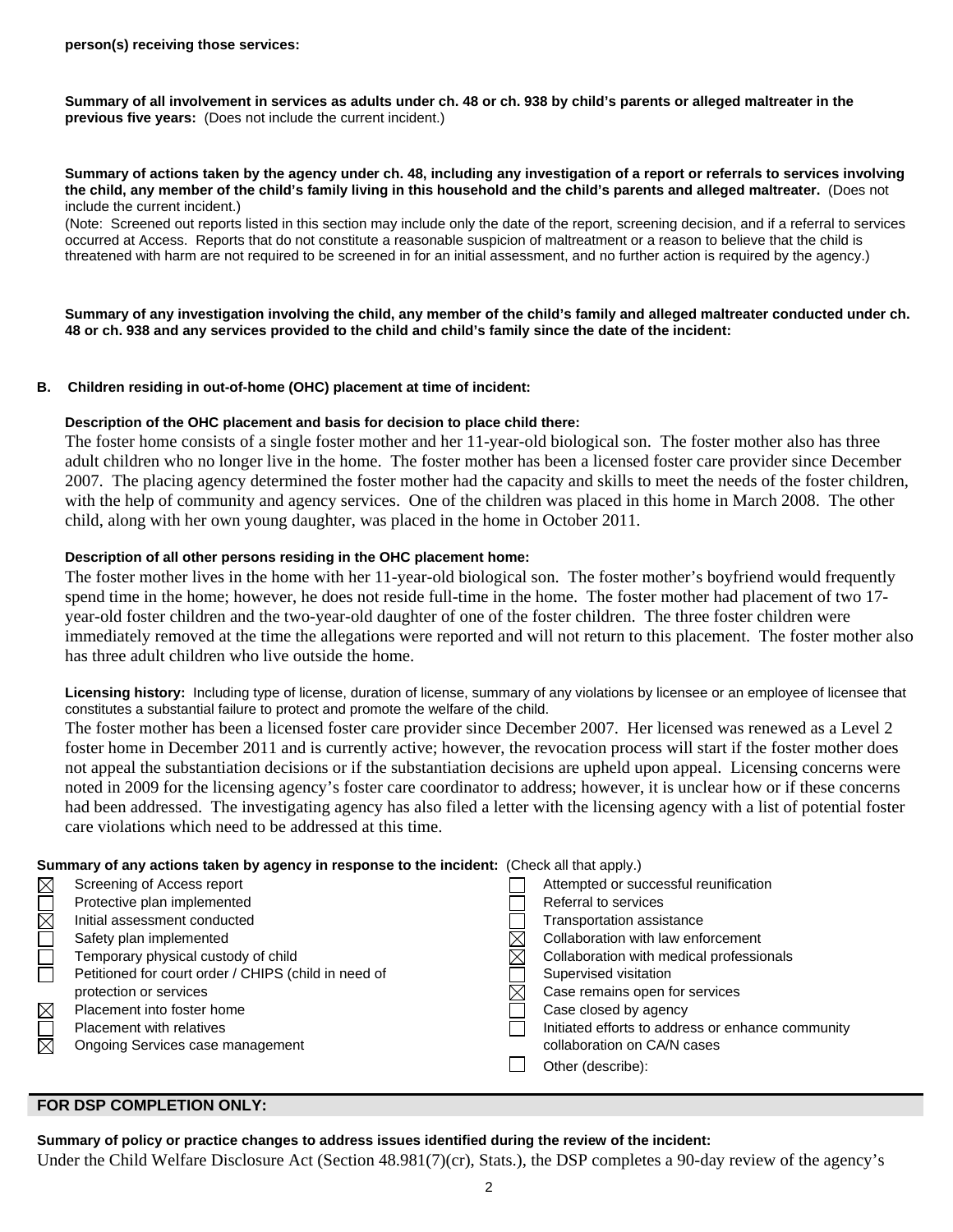**person(s) receiving those services:**

**Summary of all involvement in services as adults under ch. 48 or ch. 938 by child's parents or alleged maltreater in the previous five years:** (Does not include the current incident.)

**Summary of actions taken by the agency under ch. 48, including any investigation of a report or referrals to services involving the child, any member of the child's family living in this household and the child's parents and alleged maltreater.** (Does not include the current incident.)
(Note: Screened out reports listed in this section may include only the date of the report, screening decision, and if a referral to services occurred at Access. Reports that do not constitute a reasonable suspicion of maltreatment or a reason to believe that the child is threatened with harm are not required to be screened in for an initial assessment, and no further action is required by the agency.)

**Summary of any investigation involving the child, any member of the child's family and alleged maltreater conducted under ch. 48 or ch. 938 and any services provided to the child and child's family since the date of the incident:**

**B. Children residing in out-of-home (OHC) placement at time of incident:**

**Description of the OHC placement and basis for decision to place child there:**
The foster home consists of a single foster mother and her 11-year-old biological son. The foster mother also has three adult children who no longer live in the home. The foster mother has been a licensed foster care provider since December 2007. The placing agency determined the foster mother had the capacity and skills to meet the needs of the foster children, with the help of community and agency services. One of the children was placed in this home in March 2008. The other child, along with her own young daughter, was placed in the home in October 2011.

**Description of all other persons residing in the OHC placement home:**
The foster mother lives in the home with her 11-year-old biological son. The foster mother's boyfriend would frequently spend time in the home; however, he does not reside full-time in the home. The foster mother had placement of two 17-year-old foster children and the two-year-old daughter of one of the foster children. The three foster children were immediately removed at the time the allegations were reported and will not return to this placement. The foster mother also has three adult children who live outside the home.

**Licensing history:** Including type of license, duration of license, summary of any violations by licensee or an employee of licensee that constitutes a substantial failure to protect and promote the welfare of the child.
The foster mother has been a licensed foster care provider since December 2007. Her licensed was renewed as a Level 2 foster home in December 2011 and is currently active; however, the revocation process will start if the foster mother does not appeal the substantiation decisions or if the substantiation decisions are upheld upon appeal. Licensing concerns were noted in 2009 for the licensing agency's foster care coordinator to address; however, it is unclear how or if these concerns had been addressed. The investigating agency has also filed a letter with the licensing agency with a list of potential foster care violations which need to be addressed at this time.

**Summary of any actions taken by agency in response to the incident:** (Check all that apply.)

- [x] Screening of Access report
- [ ] Protective plan implemented
- [x] Initial assessment conducted
- [ ] Safety plan implemented
- [ ] Temporary physical custody of child
- [ ] Petitioned for court order / CHIPS (child in need of protection or services
- [x] Placement into foster home
- [ ] Placement with relatives
- [x] Ongoing Services case management
- [ ] Attempted or successful reunification
- [ ] Referral to services
- [ ] Transportation assistance
- [x] Collaboration with law enforcement
- [x] Collaboration with medical professionals
- [ ] Supervised visitation
- [x] Case remains open for services
- [ ] Case closed by agency
- [ ] Initiated efforts to address or enhance community collaboration on CA/N cases
- [ ] Other (describe):

## FOR DSP COMPLETION ONLY:

**Summary of policy or practice changes to address issues identified during the review of the incident:**
Under the Child Welfare Disclosure Act (Section 48.981(7)(cr), Stats.), the DSP completes a 90-day review of the agency's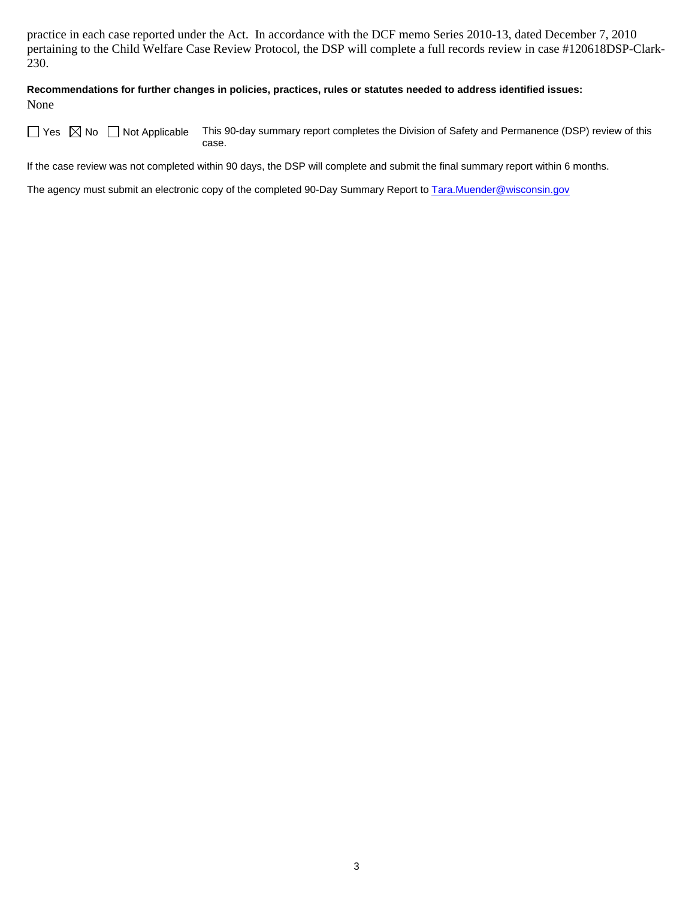practice in each case reported under the Act. In accordance with the DCF memo Series 2010-13, dated December 7, 2010 pertaining to the Child Welfare Case Review Protocol, the DSP will complete a full records review in case #120618DSP-Clark-230.

**Recommendations for further changes in policies, practices, rules or statutes needed to address identified issues:**

None

☐ Yes ☒ No ☐ Not Applicable This 90-day summary report completes the Division of Safety and Permanence (DSP) review of this case.

If the case review was not completed within 90 days, the DSP will complete and submit the final summary report within 6 months.

The agency must submit an electronic copy of the completed 90-Day Summary Report to Tara.Muender@wisconsin.gov